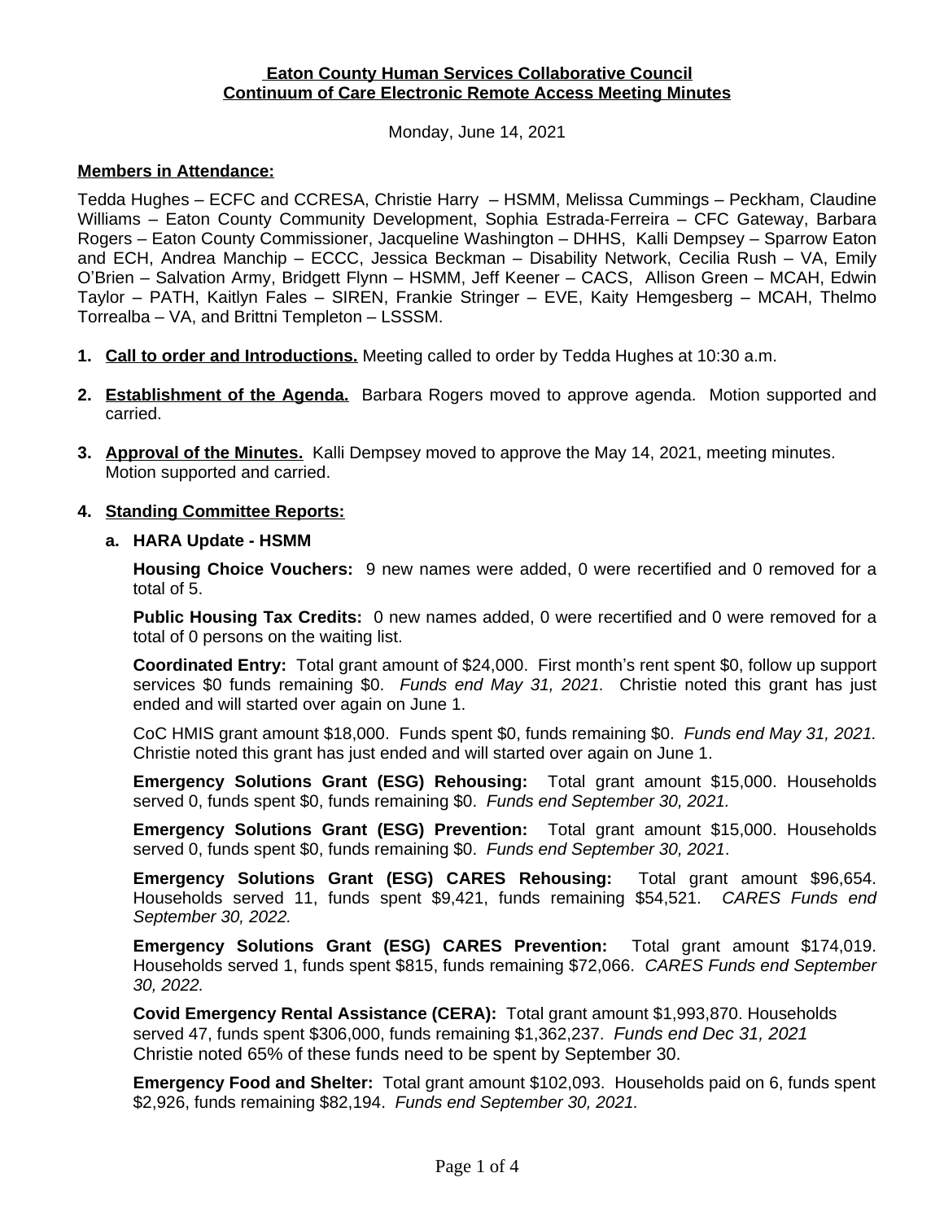**Eaton County Human Services Collaborative Council**
**Continuum of Care Electronic Remote Access Meeting Minutes**

Monday, June 14, 2021

**Members in Attendance:**

Tedda Hughes – ECFC and CCRESA, Christie Harry – HSMM, Melissa Cummings – Peckham, Claudine Williams – Eaton County Community Development, Sophia Estrada-Ferreira – CFC Gateway, Barbara Rogers – Eaton County Commissioner, Jacqueline Washington – DHHS, Kalli Dempsey – Sparrow Eaton and ECH, Andrea Manchip – ECCC, Jessica Beckman – Disability Network, Cecilia Rush – VA, Emily O'Brien – Salvation Army, Bridgett Flynn – HSMM, Jeff Keener – CACS, Allison Green – MCAH, Edwin Taylor – PATH, Kaitlyn Fales – SIREN, Frankie Stringer – EVE, Kaity Hemgesberg – MCAH, Thelmo Torrealba – VA, and Brittni Templeton – LSSSM.

1. **Call to order and Introductions.** Meeting called to order by Tedda Hughes at 10:30 a.m.

2. **Establishment of the Agenda.** Barbara Rogers moved to approve agenda. Motion supported and carried.

3. **Approval of the Minutes.** Kalli Dempsey moved to approve the May 14, 2021, meeting minutes. Motion supported and carried.

4. **Standing Committee Reports:**

   a. **HARA Update - HSMM**

   **Housing Choice Vouchers:** 9 new names were added, 0 were recertified and 0 removed for a total of 5.

   **Public Housing Tax Credits:** 0 new names added, 0 were recertified and 0 were removed for a total of 0 persons on the waiting list.

   **Coordinated Entry:** Total grant amount of $24,000. First month's rent spent $0, follow up support services $0 funds remaining $0. *Funds end May 31, 2021.* Christie noted this grant has just ended and will started over again on June 1.

   CoC HMIS grant amount $18,000. Funds spent $0, funds remaining $0. *Funds end May 31, 2021.* Christie noted this grant has just ended and will started over again on June 1.

   **Emergency Solutions Grant (ESG) Rehousing:** Total grant amount $15,000. Households served 0, funds spent $0, funds remaining $0. *Funds end September 30, 2021.*

   **Emergency Solutions Grant (ESG) Prevention:** Total grant amount $15,000. Households served 0, funds spent $0, funds remaining $0. *Funds end September 30, 2021*.

   **Emergency Solutions Grant (ESG) CARES Rehousing:** Total grant amount $96,654. Households served 11, funds spent $9,421, funds remaining $54,521. *CARES Funds end September 30, 2022.*

   **Emergency Solutions Grant (ESG) CARES Prevention:** Total grant amount $174,019. Households served 1, funds spent $815, funds remaining $72,066. *CARES Funds end September 30, 2022.*

   **Covid Emergency Rental Assistance (CERA):** Total grant amount $1,993,870. Households served 47, funds spent $306,000, funds remaining $1,362,237. *Funds end Dec 31, 2021* Christie noted 65% of these funds need to be spent by September 30.

   **Emergency Food and Shelter:** Total grant amount $102,093. Households paid on 6, funds spent $2,926, funds remaining $82,194. *Funds end September 30, 2021.*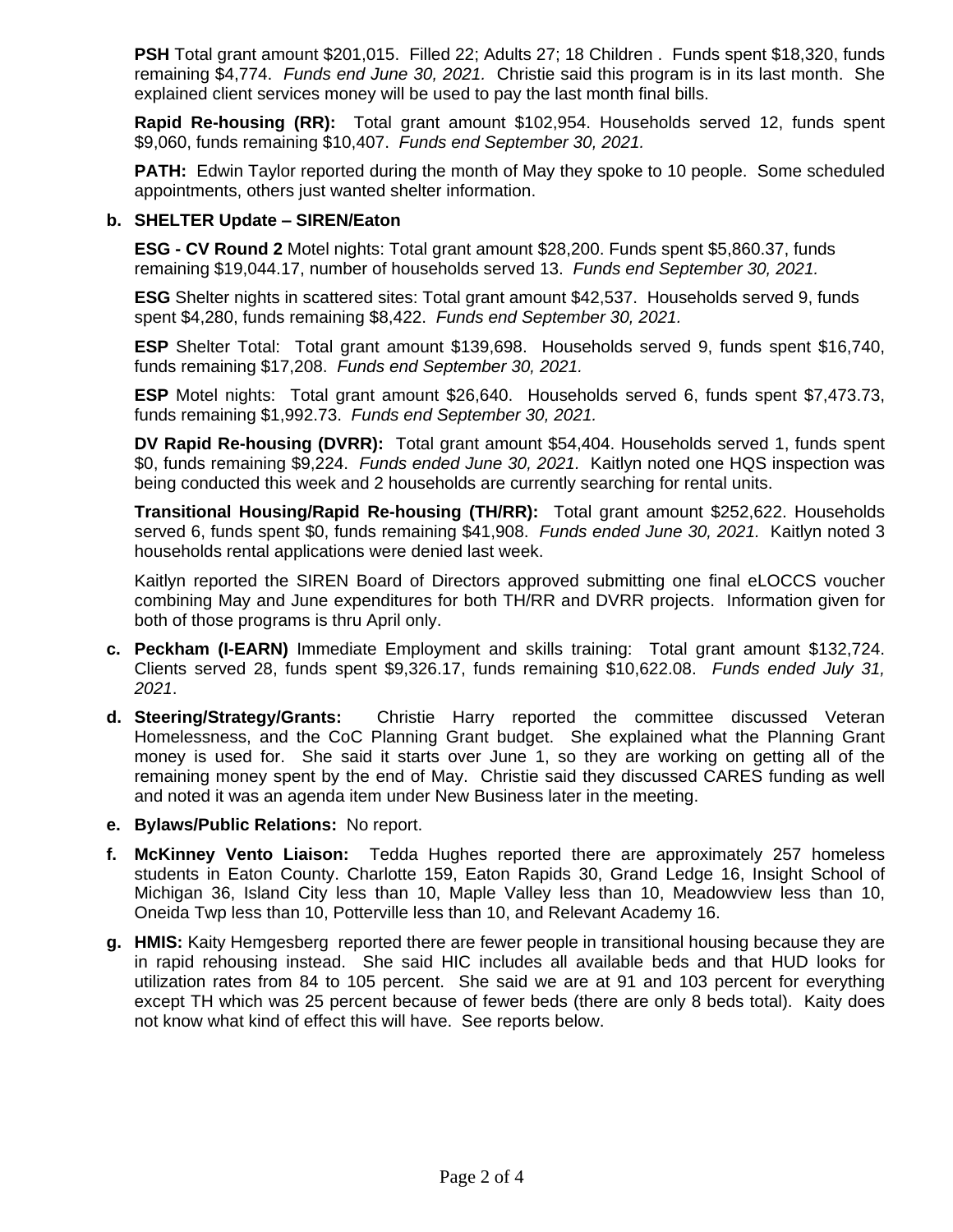**PSH** Total grant amount $201,015. Filled 22; Adults 27; 18 Children . Funds spent $18,320, funds remaining $4,774. *Funds end June 30, 2021.* Christie said this program is in its last month. She explained client services money will be used to pay the last month final bills.

**Rapid Re-housing (RR):** Total grant amount $102,954. Households served 12, funds spent $9,060, funds remaining $10,407. *Funds end September 30, 2021.*

**PATH:** Edwin Taylor reported during the month of May they spoke to 10 people. Some scheduled appointments, others just wanted shelter information.

**b. SHELTER Update – SIREN/Eaton**

**ESG - CV Round 2** Motel nights: Total grant amount $28,200. Funds spent $5,860.37, funds remaining $19,044.17, number of households served 13. *Funds end September 30, 2021.*

**ESG** Shelter nights in scattered sites: Total grant amount $42,537. Households served 9, funds spent $4,280, funds remaining $8,422. *Funds end September 30, 2021.*

**ESP** Shelter Total: Total grant amount $139,698. Households served 9, funds spent $16,740, funds remaining $17,208. *Funds end September 30, 2021.*

**ESP** Motel nights: Total grant amount $26,640. Households served 6, funds spent $7,473.73, funds remaining $1,992.73. *Funds end September 30, 2021.*

**DV Rapid Re-housing (DVRR):** Total grant amount $54,404. Households served 1, funds spent $0, funds remaining $9,224. *Funds ended June 30, 2021.* Kaitlyn noted one HQS inspection was being conducted this week and 2 households are currently searching for rental units.

**Transitional Housing/Rapid Re-housing (TH/RR):** Total grant amount $252,622. Households served 6, funds spent $0, funds remaining $41,908. *Funds ended June 30, 2021.* Kaitlyn noted 3 households rental applications were denied last week.

Kaitlyn reported the SIREN Board of Directors approved submitting one final eLOCCS voucher combining May and June expenditures for both TH/RR and DVRR projects. Information given for both of those programs is thru April only.

**c. Peckham (I-EARN)** Immediate Employment and skills training: Total grant amount $132,724. Clients served 28, funds spent $9,326.17, funds remaining $10,622.08. *Funds ended July 31, 2021*.

**d. Steering/Strategy/Grants:** Christie Harry reported the committee discussed Veteran Homelessness, and the CoC Planning Grant budget. She explained what the Planning Grant money is used for. She said it starts over June 1, so they are working on getting all of the remaining money spent by the end of May. Christie said they discussed CARES funding as well and noted it was an agenda item under New Business later in the meeting.

**e. Bylaws/Public Relations:** No report.

**f. McKinney Vento Liaison:** Tedda Hughes reported there are approximately 257 homeless students in Eaton County. Charlotte 159, Eaton Rapids 30, Grand Ledge 16, Insight School of Michigan 36, Island City less than 10, Maple Valley less than 10, Meadowview less than 10, Oneida Twp less than 10, Potterville less than 10, and Relevant Academy 16.

**g. HMIS:** Kaity Hemgesberg reported there are fewer people in transitional housing because they are in rapid rehousing instead. She said HIC includes all available beds and that HUD looks for utilization rates from 84 to 105 percent. She said we are at 91 and 103 percent for everything except TH which was 25 percent because of fewer beds (there are only 8 beds total). Kaity does not know what kind of effect this will have. See reports below.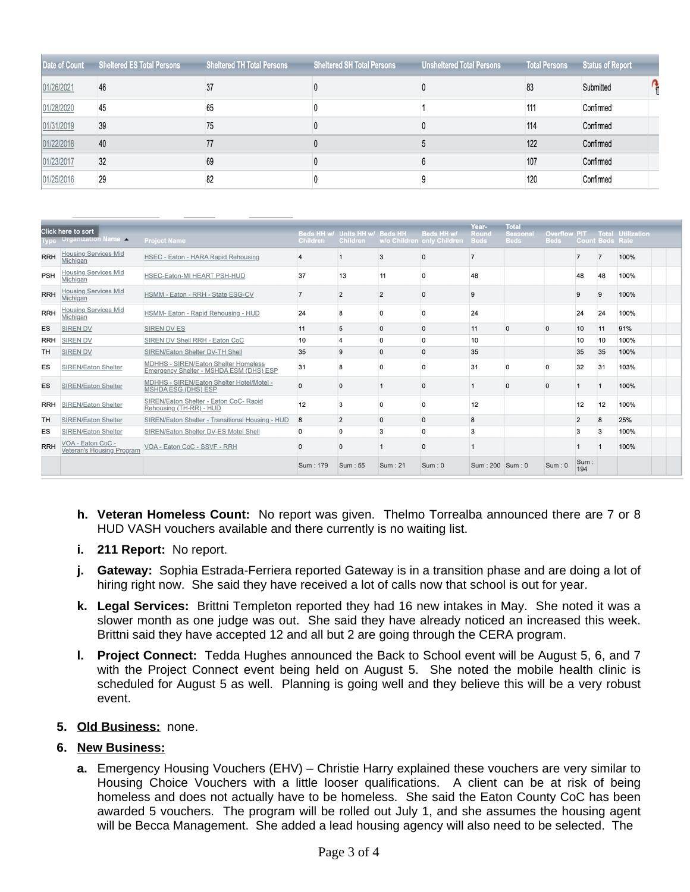| Date of Count | Sheltered ES Total Persons | Sheltered TH Total Persons | Sheltered SH Total Persons | Unsheltered Total Persons | Total Persons | Status of Report |
|---|---|---|---|---|---|---|
| 01/26/2021 | 46 | 37 | 0 | 0 | 83 | Submitted |
| 01/28/2020 | 45 | 65 | 0 | 1 | 111 | Confirmed |
| 01/31/2019 | 39 | 75 | 0 | 0 | 114 | Confirmed |
| 01/22/2018 | 40 | 77 | 0 | 5 | 122 | Confirmed |
| 01/23/2017 | 32 | 69 | 0 | 6 | 107 | Confirmed |
| 01/25/2016 | 29 | 82 | 0 | 9 | 120 | Confirmed |

| Type | Organization Name | Project Name | Beds HH w/ Children | Units HH w/ Children | Beds HH w/o Children | Beds HH w/ only Children | Year-Round Beds | Total Seasonal Beds | Overflow Beds | PIT Count | Total Beds | Utilization Rate |
|---|---|---|---|---|---|---|---|---|---|---|---|---|
| RRH | Housing Services Mid Michigan | HSEC - Eaton - HARA Rapid Rehousing | 4 | 1 | 3 | 0 | 7 | | | 7 | 7 | 100% |
| PSH | Housing Services Mid Michigan | HSEC-Eaton-MI HEART PSH-HUD | 37 | 13 | 11 | 0 | 48 | | | 48 | 48 | 100% |
| RRH | Housing Services Mid Michigan | HSMM - Eaton - RRH - State ESG-CV | 7 | 2 | 2 | 0 | 9 | | | 9 | 9 | 100% |
| RRH | Housing Services Mid Michigan | HSMM- Eaton - Rapid Rehousing - HUD | 24 | 8 | 0 | 0 | 24 | | | 24 | 24 | 100% |
| ES | SIREN DV | SIREN DV ES | 11 | 5 | 0 | 0 | 11 | 0 | 0 | 10 | 11 | 91% |
| RRH | SIREN DV | SIREN DV Shell RRH - Eaton CoC | 10 | 4 | 0 | 0 | 10 | | | 10 | 10 | 100% |
| TH | SIREN DV | SIREN/Eaton Shelter DV-TH Shell | 35 | 9 | 0 | 0 | 35 | | | 35 | 35 | 100% |
| ES | SIREN/Eaton Shelter | MDHHS - SIREN/Eaton Shelter Homeless Emergency Shelter - MSHDA ESM (DHS) ESP | 31 | 8 | 0 | 0 | 31 | 0 | 0 | 32 | 31 | 103% |
| ES | SIREN/Eaton Shelter | MDHHS - SIREN/Eaton Shelter Hotel/Motel - MSHDA ESG (DHS) ESP | 0 | 0 | 1 | 0 | 1 | 0 | 0 | 1 | 1 | 100% |
| RRH | SIREN/Eaton Shelter | SIREN/Eaton Shelter - Eaton CoC- Rapid Rehousing (TH-RR) - HUD | 12 | 3 | 0 | 0 | 12 | | | 12 | 12 | 100% |
| TH | SIREN/Eaton Shelter | SIREN/Eaton Shelter - Transitional Housing - HUD | 8 | 2 | 0 | 0 | 8 | | | 2 | 8 | 25% |
| ES | SIREN/Eaton Shelter | SIREN/Eaton Shelter DV-ES Motel Shell | 0 | 0 | 3 | 0 | 3 | | | 3 | 3 | 100% |
| RRH | VOA - Eaton CoC - Veteran's Housing Program | VOA - Eaton CoC - SSVF - RRH | 0 | 0 | 1 | 0 | 1 | | | 1 | 1 | 100% |
| | | | Sum : 179 | Sum : 55 | Sum : 21 | Sum : 0 | Sum : 200 | Sum : 0 | Sum : 0 | Sum : 194 | | |

h. **Veteran Homeless Count:** No report was given. Thelmo Torrealba announced there are 7 or 8 HUD VASH vouchers available and there currently is no waiting list.

i. **211 Report:** No report.

j. **Gateway:** Sophia Estrada-Ferriera reported Gateway is in a transition phase and are doing a lot of hiring right now. She said they have received a lot of calls now that school is out for year.

k. **Legal Services:** Brittni Templeton reported they had 16 new intakes in May. She noted it was a slower month as one judge was out. She said they have already noticed an increased this week. Brittni said they have accepted 12 and all but 2 are going through the CERA program.

l. **Project Connect:** Tedda Hughes announced the Back to School event will be August 5, 6, and 7 with the Project Connect event being held on August 5. She noted the mobile health clinic is scheduled for August 5 as well. Planning is going well and they believe this will be a very robust event.

5. **Old Business:** none.

6. **New Business:**

a. Emergency Housing Vouchers (EHV) – Christie Harry explained these vouchers are very similar to Housing Choice Vouchers with a little looser qualifications. A client can be at risk of being homeless and does not actually have to be homeless. She said the Eaton County CoC has been awarded 5 vouchers. The program will be rolled out July 1, and she assumes the housing agent will be Becca Management. She added a lead housing agency will also need to be selected. The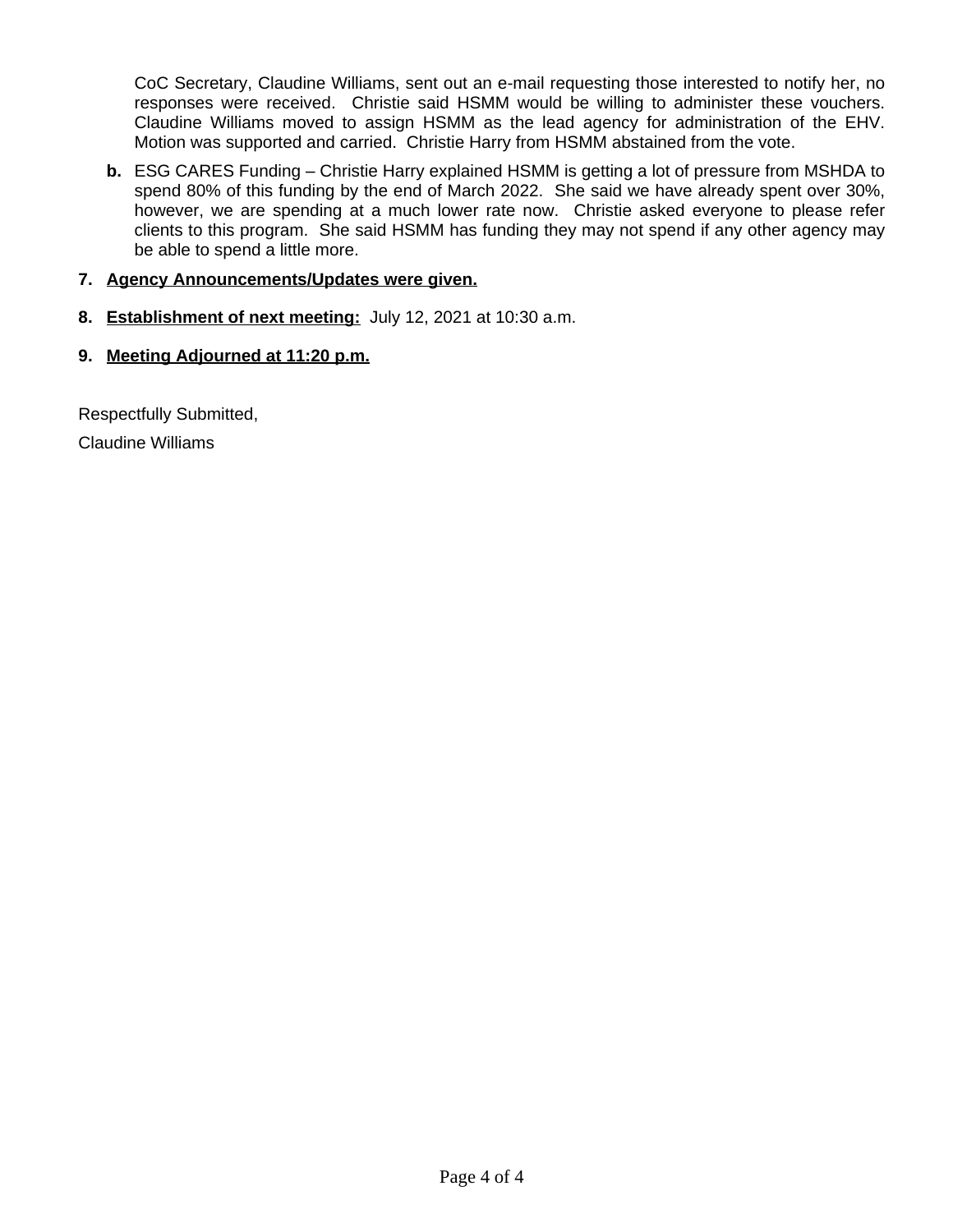CoC Secretary, Claudine Williams, sent out an e-mail requesting those interested to notify her, no responses were received. Christie said HSMM would be willing to administer these vouchers. Claudine Williams moved to assign HSMM as the lead agency for administration of the EHV. Motion was supported and carried. Christie Harry from HSMM abstained from the vote.

**b.** ESG CARES Funding – Christie Harry explained HSMM is getting a lot of pressure from MSHDA to spend 80% of this funding by the end of March 2022. She said we have already spent over 30%, however, we are spending at a much lower rate now. Christie asked everyone to please refer clients to this program. She said HSMM has funding they may not spend if any other agency may be able to spend a little more.

**7. Agency Announcements/Updates were given.**

**8. Establishment of next meeting:** July 12, 2021 at 10:30 a.m.

**9. Meeting Adjourned at 11:20 p.m.**

Respectfully Submitted,

Claudine Williams